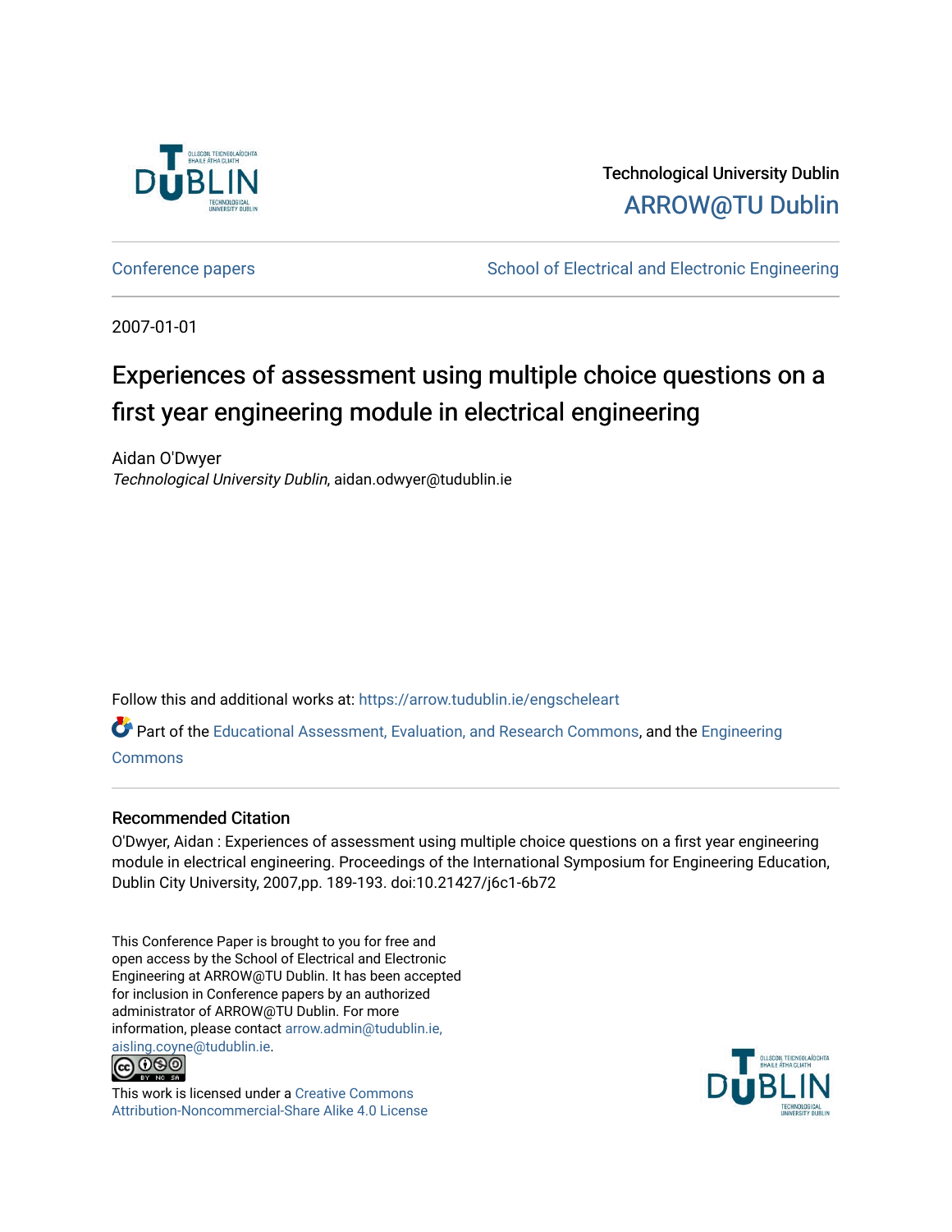Technological University Dublin

ARROW@TU Dublin

Conference papers | School of Electrical and Electronic Engineering

2007-01-01

# Experiences of assessment using multiple choice questions on a first year engineering module in electrical engineering

Aidan O'Dwyer
*Technological University Dublin*, aidan.odwyer@tudublin.ie

Follow this and additional works at: https://arrow.tudublin.ie/engscheleart

Part of the Educational Assessment, Evaluation, and Research Commons, and the Engineering Commons

## Recommended Citation

O'Dwyer, Aidan : Experiences of assessment using multiple choice questions on a first year engineering module in electrical engineering. Proceedings of the International Symposium for Engineering Education, Dublin City University, 2007,pp. 189-193. doi:10.21427/j6c1-6b72

This Conference Paper is brought to you for free and open access by the School of Electrical and Electronic Engineering at ARROW@TU Dublin. It has been accepted for inclusion in Conference papers by an authorized administrator of ARROW@TU Dublin. For more information, please contact arrow.admin@tudublin.ie, aisling.coyne@tudublin.ie.

This work is licensed under a Creative Commons Attribution-Noncommercial-Share Alike 4.0 License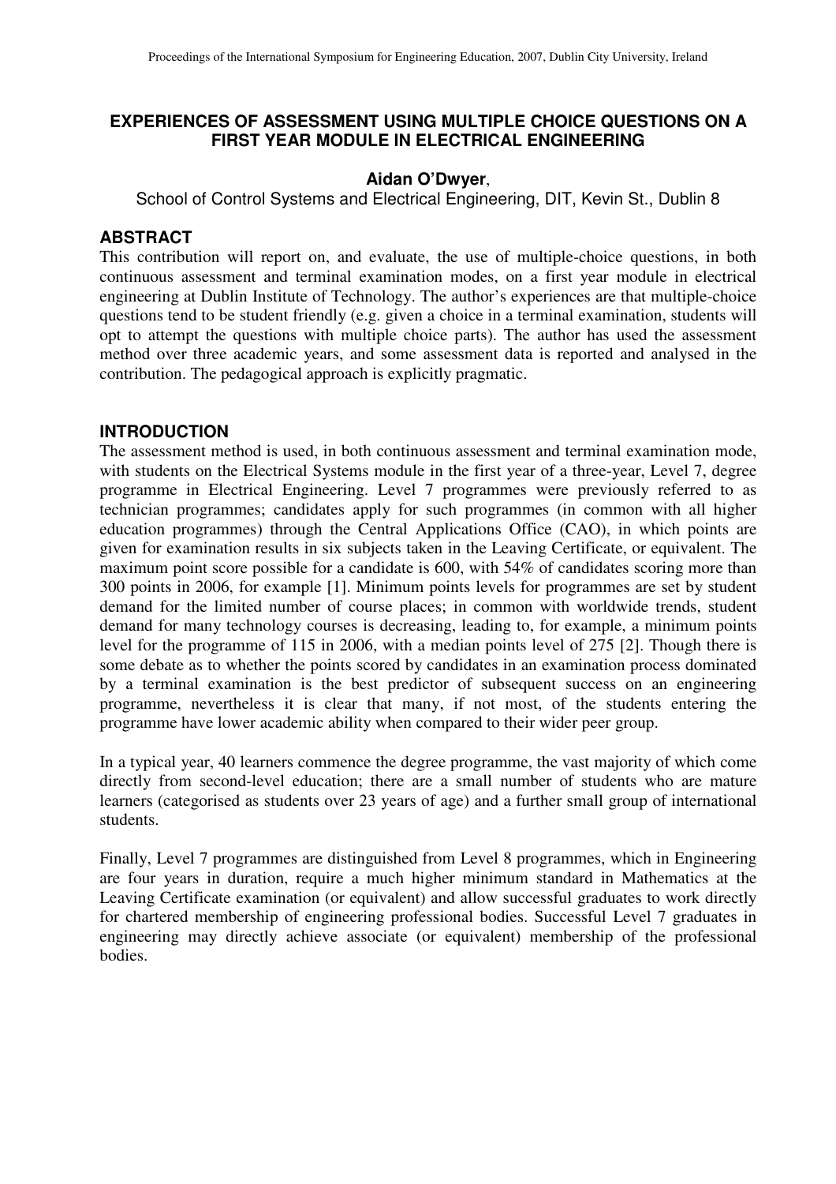# EXPERIENCES OF ASSESSMENT USING MULTIPLE CHOICE QUESTIONS ON A FIRST YEAR MODULE IN ELECTRICAL ENGINEERING

**Aidan O'Dwyer**,

School of Control Systems and Electrical Engineering, DIT, Kevin St., Dublin 8

## ABSTRACT

This contribution will report on, and evaluate, the use of multiple-choice questions, in both continuous assessment and terminal examination modes, on a first year module in electrical engineering at Dublin Institute of Technology. The author's experiences are that multiple-choice questions tend to be student friendly (e.g. given a choice in a terminal examination, students will opt to attempt the questions with multiple choice parts). The author has used the assessment method over three academic years, and some assessment data is reported and analysed in the contribution. The pedagogical approach is explicitly pragmatic.

## INTRODUCTION

The assessment method is used, in both continuous assessment and terminal examination mode, with students on the Electrical Systems module in the first year of a three-year, Level 7, degree programme in Electrical Engineering. Level 7 programmes were previously referred to as technician programmes; candidates apply for such programmes (in common with all higher education programmes) through the Central Applications Office (CAO), in which points are given for examination results in six subjects taken in the Leaving Certificate, or equivalent. The maximum point score possible for a candidate is 600, with 54% of candidates scoring more than 300 points in 2006, for example [1]. Minimum points levels for programmes are set by student demand for the limited number of course places; in common with worldwide trends, student demand for many technology courses is decreasing, leading to, for example, a minimum points level for the programme of 115 in 2006, with a median points level of 275 [2]. Though there is some debate as to whether the points scored by candidates in an examination process dominated by a terminal examination is the best predictor of subsequent success on an engineering programme, nevertheless it is clear that many, if not most, of the students entering the programme have lower academic ability when compared to their wider peer group.

In a typical year, 40 learners commence the degree programme, the vast majority of which come directly from second-level education; there are a small number of students who are mature learners (categorised as students over 23 years of age) and a further small group of international students.

Finally, Level 7 programmes are distinguished from Level 8 programmes, which in Engineering are four years in duration, require a much higher minimum standard in Mathematics at the Leaving Certificate examination (or equivalent) and allow successful graduates to work directly for chartered membership of engineering professional bodies. Successful Level 7 graduates in engineering may directly achieve associate (or equivalent) membership of the professional bodies.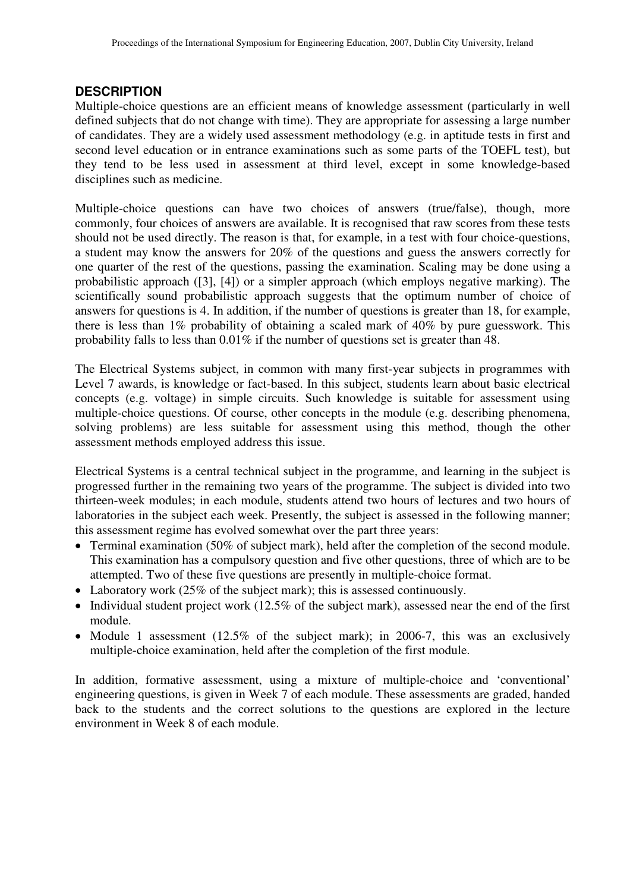## DESCRIPTION

Multiple-choice questions are an efficient means of knowledge assessment (particularly in well defined subjects that do not change with time). They are appropriate for assessing a large number of candidates. They are a widely used assessment methodology (e.g. in aptitude tests in first and second level education or in entrance examinations such as some parts of the TOEFL test), but they tend to be less used in assessment at third level, except in some knowledge-based disciplines such as medicine.

Multiple-choice questions can have two choices of answers (true/false), though, more commonly, four choices of answers are available. It is recognised that raw scores from these tests should not be used directly. The reason is that, for example, in a test with four choice-questions, a student may know the answers for 20% of the questions and guess the answers correctly for one quarter of the rest of the questions, passing the examination. Scaling may be done using a probabilistic approach ([3], [4]) or a simpler approach (which employs negative marking). The scientifically sound probabilistic approach suggests that the optimum number of choice of answers for questions is 4. In addition, if the number of questions is greater than 18, for example, there is less than 1% probability of obtaining a scaled mark of 40% by pure guesswork. This probability falls to less than 0.01% if the number of questions set is greater than 48.

The Electrical Systems subject, in common with many first-year subjects in programmes with Level 7 awards, is knowledge or fact-based. In this subject, students learn about basic electrical concepts (e.g. voltage) in simple circuits. Such knowledge is suitable for assessment using multiple-choice questions. Of course, other concepts in the module (e.g. describing phenomena, solving problems) are less suitable for assessment using this method, though the other assessment methods employed address this issue.

Electrical Systems is a central technical subject in the programme, and learning in the subject is progressed further in the remaining two years of the programme. The subject is divided into two thirteen-week modules; in each module, students attend two hours of lectures and two hours of laboratories in the subject each week. Presently, the subject is assessed in the following manner; this assessment regime has evolved somewhat over the part three years:

- Terminal examination (50% of subject mark), held after the completion of the second module. This examination has a compulsory question and five other questions, three of which are to be attempted. Two of these five questions are presently in multiple-choice format.
- Laboratory work (25% of the subject mark); this is assessed continuously.
- Individual student project work (12.5% of the subject mark), assessed near the end of the first module.
- Module 1 assessment (12.5% of the subject mark); in 2006-7, this was an exclusively multiple-choice examination, held after the completion of the first module.

In addition, formative assessment, using a mixture of multiple-choice and 'conventional' engineering questions, is given in Week 7 of each module. These assessments are graded, handed back to the students and the correct solutions to the questions are explored in the lecture environment in Week 8 of each module.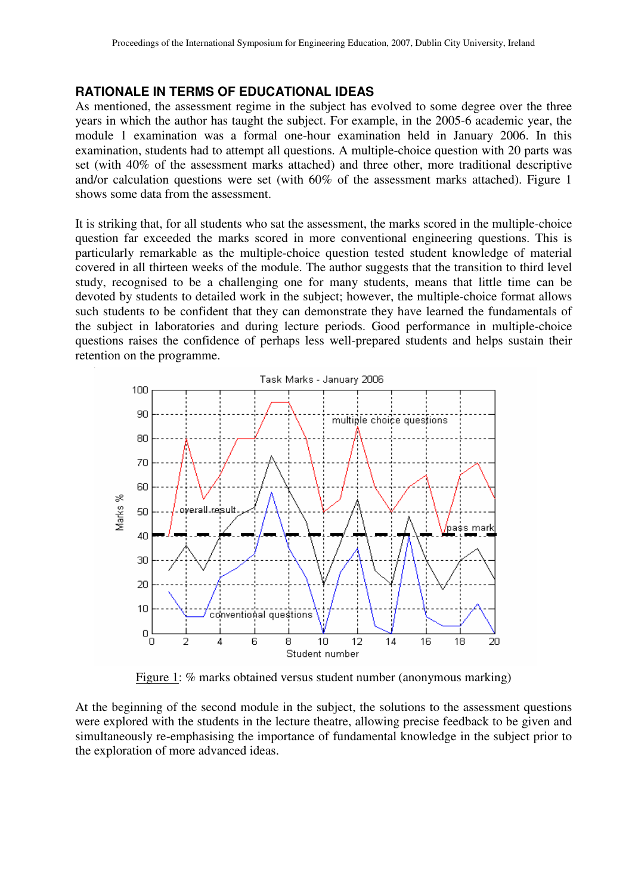## RATIONALE IN TERMS OF EDUCATIONAL IDEAS

As mentioned, the assessment regime in the subject has evolved to some degree over the three years in which the author has taught the subject. For example, in the 2005-6 academic year, the module 1 examination was a formal one-hour examination held in January 2006. In this examination, students had to attempt all questions. A multiple-choice question with 20 parts was set (with 40% of the assessment marks attached) and three other, more traditional descriptive and/or calculation questions were set (with 60% of the assessment marks attached). Figure 1 shows some data from the assessment.

It is striking that, for all students who sat the assessment, the marks scored in the multiple-choice question far exceeded the marks scored in more conventional engineering questions. This is particularly remarkable as the multiple-choice question tested student knowledge of material covered in all thirteen weeks of the module. The author suggests that the transition to third level study, recognised to be a challenging one for many students, means that little time can be devoted by students to detailed work in the subject; however, the multiple-choice format allows such students to be confident that they can demonstrate they have learned the fundamentals of the subject in laboratories and during lecture periods. Good performance in multiple-choice questions raises the confidence of perhaps less well-prepared students and helps sustain their retention on the programme.

Figure 1: % marks obtained versus student number (anonymous marking)

At the beginning of the second module in the subject, the solutions to the assessment questions were explored with the students in the lecture theatre, allowing precise feedback to be given and simultaneously re-emphasising the importance of fundamental knowledge in the subject prior to the exploration of more advanced ideas.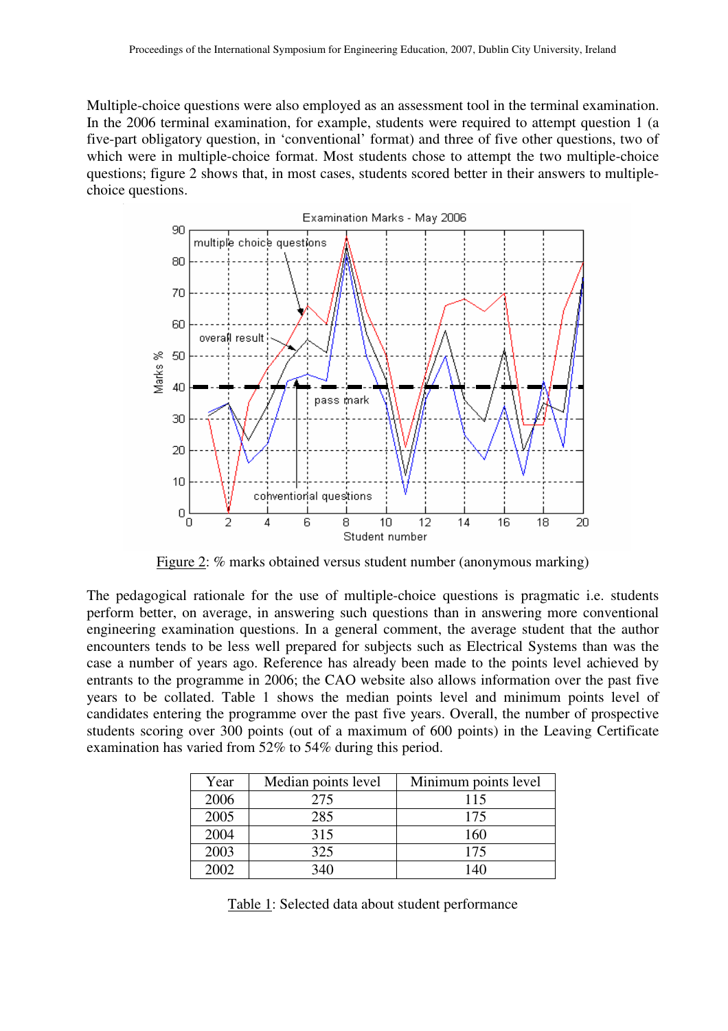Multiple-choice questions were also employed as an assessment tool in the terminal examination. In the 2006 terminal examination, for example, students were required to attempt question 1 (a five-part obligatory question, in 'conventional' format) and three of five other questions, two of which were in multiple-choice format. Most students chose to attempt the two multiple-choice questions; figure 2 shows that, in most cases, students scored better in their answers to multiple-choice questions.

Figure 2: % marks obtained versus student number (anonymous marking)

The pedagogical rationale for the use of multiple-choice questions is pragmatic i.e. students perform better, on average, in answering such questions than in answering more conventional engineering examination questions. In a general comment, the average student that the author encounters tends to be less well prepared for subjects such as Electrical Systems than was the case a number of years ago. Reference has already been made to the points level achieved by entrants to the programme in 2006; the CAO website also allows information over the past five years to be collated. Table 1 shows the median points level and minimum points level of candidates entering the programme over the past five years. Overall, the number of prospective students scoring over 300 points (out of a maximum of 600 points) in the Leaving Certificate examination has varied from 52% to 54% during this period.

| Year | Median points level | Minimum points level |
|---|---|---|
| 2006 | 275 | 115 |
| 2005 | 285 | 175 |
| 2004 | 315 | 160 |
| 2003 | 325 | 175 |
| 2002 | 340 | 140 |

Table 1: Selected data about student performance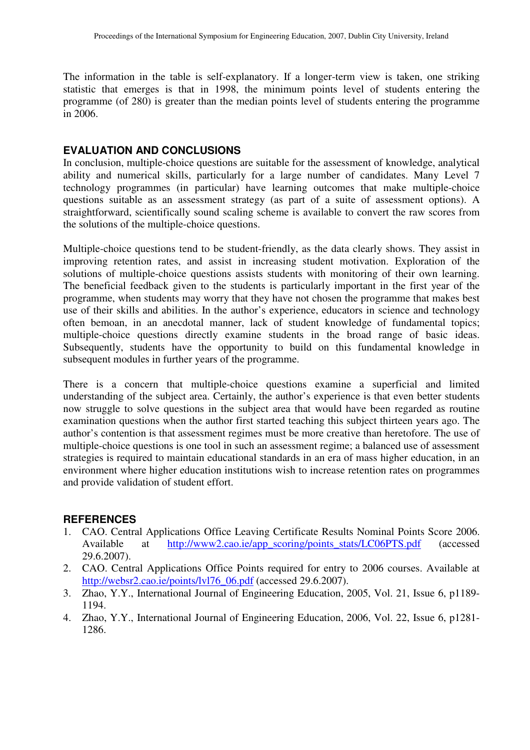The information in the table is self-explanatory. If a longer-term view is taken, one striking statistic that emerges is that in 1998, the minimum points level of students entering the programme (of 280) is greater than the median points level of students entering the programme in 2006.

## EVALUATION AND CONCLUSIONS

In conclusion, multiple-choice questions are suitable for the assessment of knowledge, analytical ability and numerical skills, particularly for a large number of candidates. Many Level 7 technology programmes (in particular) have learning outcomes that make multiple-choice questions suitable as an assessment strategy (as part of a suite of assessment options). A straightforward, scientifically sound scaling scheme is available to convert the raw scores from the solutions of the multiple-choice questions.

Multiple-choice questions tend to be student-friendly, as the data clearly shows. They assist in improving retention rates, and assist in increasing student motivation. Exploration of the solutions of multiple-choice questions assists students with monitoring of their own learning. The beneficial feedback given to the students is particularly important in the first year of the programme, when students may worry that they have not chosen the programme that makes best use of their skills and abilities. In the author's experience, educators in science and technology often bemoan, in an anecdotal manner, lack of student knowledge of fundamental topics; multiple-choice questions directly examine students in the broad range of basic ideas. Subsequently, students have the opportunity to build on this fundamental knowledge in subsequent modules in further years of the programme.

There is a concern that multiple-choice questions examine a superficial and limited understanding of the subject area. Certainly, the author's experience is that even better students now struggle to solve questions in the subject area that would have been regarded as routine examination questions when the author first started teaching this subject thirteen years ago. The author's contention is that assessment regimes must be more creative than heretofore. The use of multiple-choice questions is one tool in such an assessment regime; a balanced use of assessment strategies is required to maintain educational standards in an era of mass higher education, in an environment where higher education institutions wish to increase retention rates on programmes and provide validation of student effort.

## REFERENCES

1. CAO. Central Applications Office Leaving Certificate Results Nominal Points Score 2006. Available at http://www2.cao.ie/app_scoring/points_stats/LC06PTS.pdf (accessed 29.6.2007).
2. CAO. Central Applications Office Points required for entry to 2006 courses. Available at http://websr2.cao.ie/points/lvl76_06.pdf (accessed 29.6.2007).
3. Zhao, Y.Y., International Journal of Engineering Education, 2005, Vol. 21, Issue 6, p1189-1194.
4. Zhao, Y.Y., International Journal of Engineering Education, 2006, Vol. 22, Issue 6, p1281-1286.